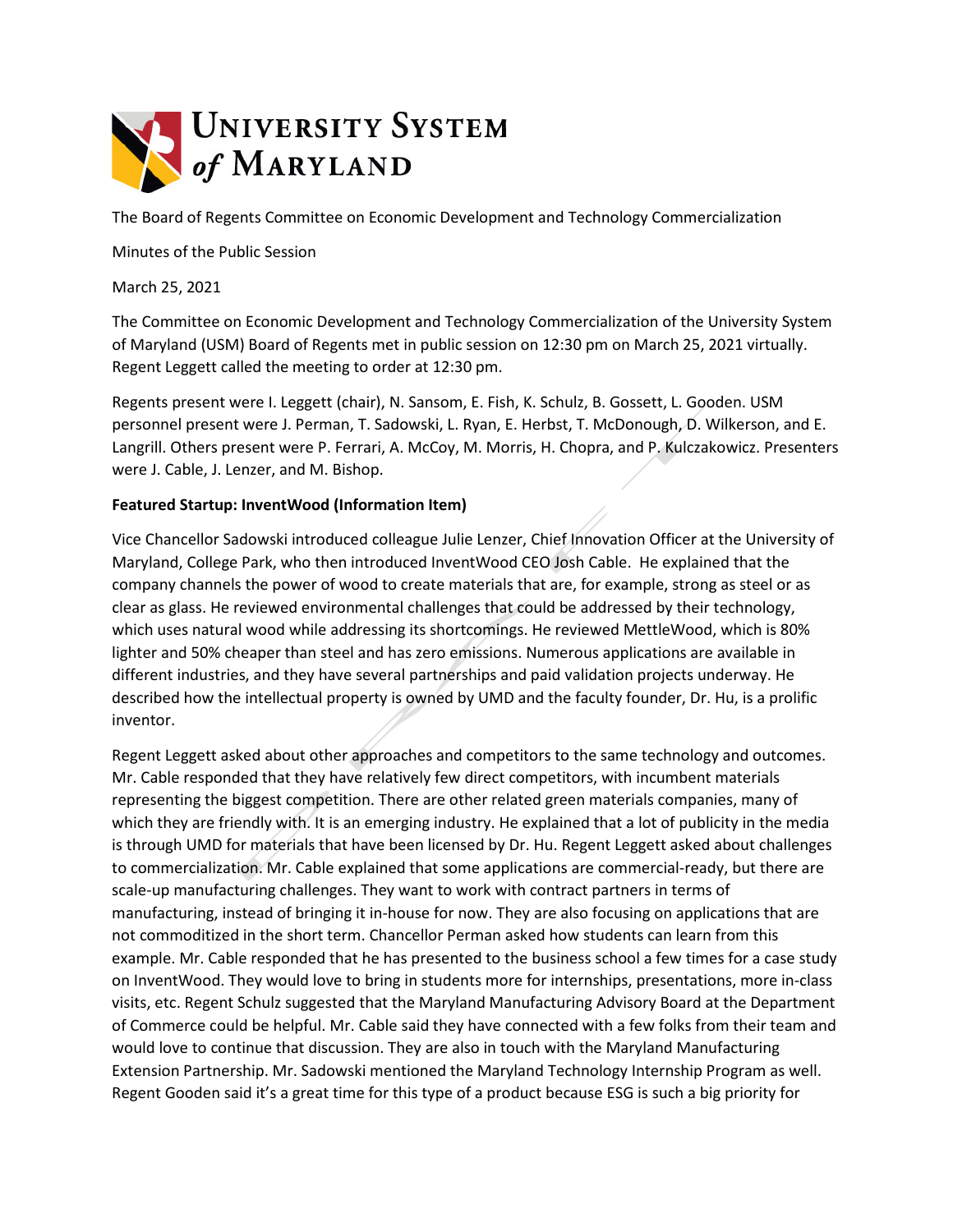The Board of Regents Committee on Economic Development and Technology Commercialization

Minutes of the Public Session

March 25, 2021

The Committee on Economic Development and Technology Commercialization of the University System of Maryland (USM) Board of Regents met in public session on 12:30 pm on March 25, 2021 virtually. Regent Leggett called the meeting to order at 12:30 pm.

Regents present were I. Leggett (chair), N. Sansom, E. Fish, K. Schulz, B. Gossett, L. Gooden. USM personnel present were J. Perman, T. Sadowski, L. Ryan, E. Herbst, T. McDonough, D. Wilkerson, and E. Langrill. Others present were P. Ferrari, A. McCoy, M. Morris, H. Chopra, and P. Kulczakowicz. Presenters were J. Cable, J. Lenzer, and M. Bishop.

**Featured Startup: InventWood (Information Item)**

Vice Chancellor Sadowski introduced colleague Julie Lenzer, Chief Innovation Officer at the University of Maryland, College Park, who then introduced InventWood CEO Josh Cable. He explained that the company channels the power of wood to create materials that are, for example, strong as steel or as clear as glass. He reviewed environmental challenges that could be addressed by their technology, which uses natural wood while addressing its shortcomings. He reviewed MettleWood, which is 80% lighter and 50% cheaper than steel and has zero emissions. Numerous applications are available in different industries, and they have several partnerships and paid validation projects underway. He described how the intellectual property is owned by UMD and the faculty founder, Dr. Hu, is a prolific inventor.

Regent Leggett asked about other approaches and competitors to the same technology and outcomes. Mr. Cable responded that they have relatively few direct competitors, with incumbent materials representing the biggest competition. There are other related green materials companies, many of which they are friendly with. It is an emerging industry. He explained that a lot of publicity in the media is through UMD for materials that have been licensed by Dr. Hu. Regent Leggett asked about challenges to commercialization. Mr. Cable explained that some applications are commercial-ready, but there are scale-up manufacturing challenges. They want to work with contract partners in terms of manufacturing, instead of bringing it in-house for now. They are also focusing on applications that are not commoditized in the short term. Chancellor Perman asked how students can learn from this example. Mr. Cable responded that he has presented to the business school a few times for a case study on InventWood. They would love to bring in students more for internships, presentations, more in-class visits, etc. Regent Schulz suggested that the Maryland Manufacturing Advisory Board at the Department of Commerce could be helpful. Mr. Cable said they have connected with a few folks from their team and would love to continue that discussion. They are also in touch with the Maryland Manufacturing Extension Partnership. Mr. Sadowski mentioned the Maryland Technology Internship Program as well. Regent Gooden said it's a great time for this type of a product because ESG is such a big priority for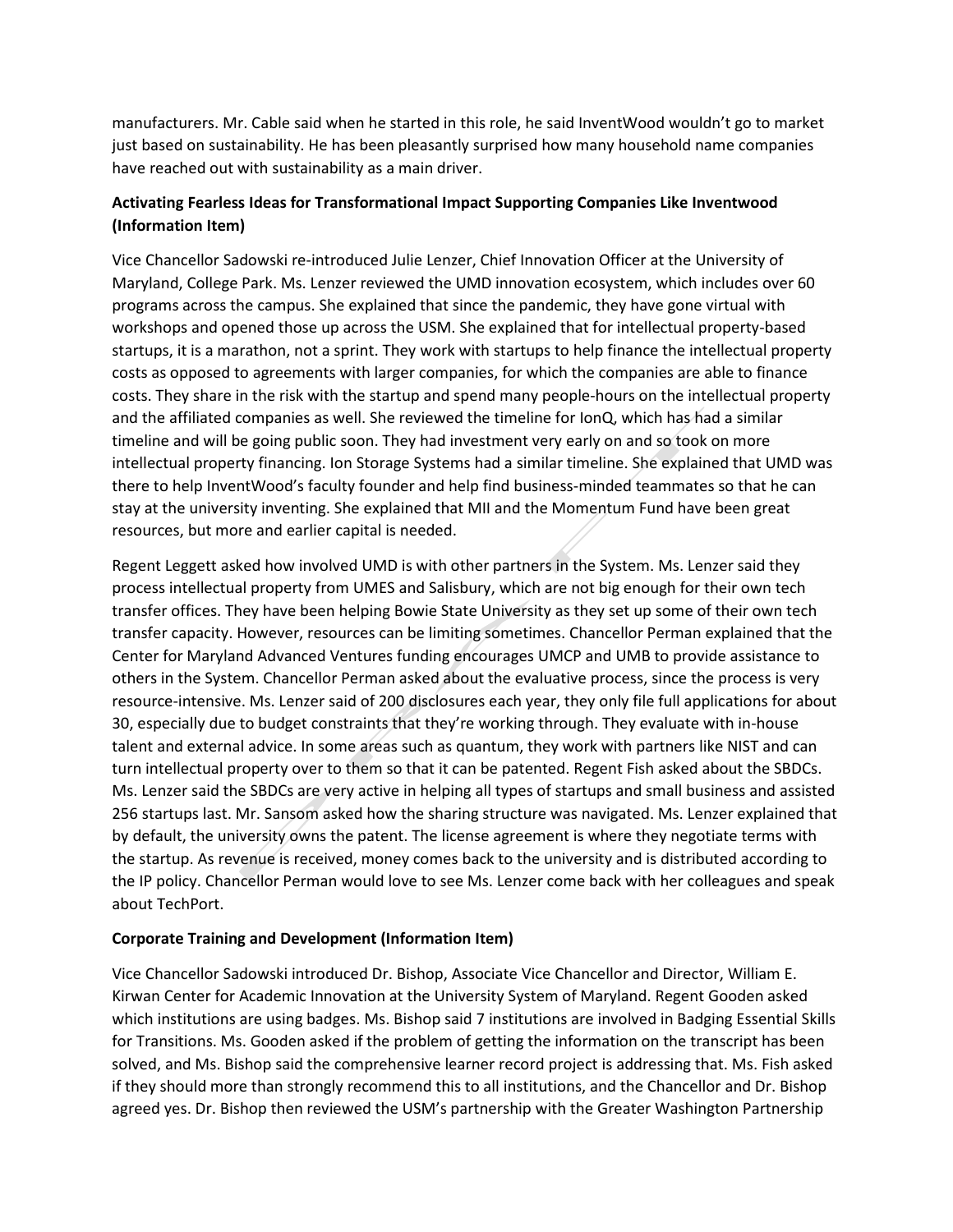manufacturers. Mr. Cable said when he started in this role, he said InventWood wouldn't go to market just based on sustainability. He has been pleasantly surprised how many household name companies have reached out with sustainability as a main driver.

**Activating Fearless Ideas for Transformational Impact Supporting Companies Like Inventwood (Information Item)**

Vice Chancellor Sadowski re-introduced Julie Lenzer, Chief Innovation Officer at the University of Maryland, College Park. Ms. Lenzer reviewed the UMD innovation ecosystem, which includes over 60 programs across the campus. She explained that since the pandemic, they have gone virtual with workshops and opened those up across the USM. She explained that for intellectual property-based startups, it is a marathon, not a sprint. They work with startups to help finance the intellectual property costs as opposed to agreements with larger companies, for which the companies are able to finance costs. They share in the risk with the startup and spend many people-hours on the intellectual property and the affiliated companies as well. She reviewed the timeline for IonQ, which has had a similar timeline and will be going public soon. They had investment very early on and so took on more intellectual property financing. Ion Storage Systems had a similar timeline. She explained that UMD was there to help InventWood's faculty founder and help find business-minded teammates so that he can stay at the university inventing. She explained that MII and the Momentum Fund have been great resources, but more and earlier capital is needed.

Regent Leggett asked how involved UMD is with other partners in the System. Ms. Lenzer said they process intellectual property from UMES and Salisbury, which are not big enough for their own tech transfer offices. They have been helping Bowie State University as they set up some of their own tech transfer capacity. However, resources can be limiting sometimes. Chancellor Perman explained that the Center for Maryland Advanced Ventures funding encourages UMCP and UMB to provide assistance to others in the System. Chancellor Perman asked about the evaluative process, since the process is very resource-intensive. Ms. Lenzer said of 200 disclosures each year, they only file full applications for about 30, especially due to budget constraints that they're working through. They evaluate with in-house talent and external advice. In some areas such as quantum, they work with partners like NIST and can turn intellectual property over to them so that it can be patented. Regent Fish asked about the SBDCs. Ms. Lenzer said the SBDCs are very active in helping all types of startups and small business and assisted 256 startups last. Mr. Sansom asked how the sharing structure was navigated. Ms. Lenzer explained that by default, the university owns the patent. The license agreement is where they negotiate terms with the startup. As revenue is received, money comes back to the university and is distributed according to the IP policy. Chancellor Perman would love to see Ms. Lenzer come back with her colleagues and speak about TechPort.

**Corporate Training and Development (Information Item)**

Vice Chancellor Sadowski introduced Dr. Bishop, Associate Vice Chancellor and Director, William E. Kirwan Center for Academic Innovation at the University System of Maryland. Regent Gooden asked which institutions are using badges. Ms. Bishop said 7 institutions are involved in Badging Essential Skills for Transitions. Ms. Gooden asked if the problem of getting the information on the transcript has been solved, and Ms. Bishop said the comprehensive learner record project is addressing that. Ms. Fish asked if they should more than strongly recommend this to all institutions, and the Chancellor and Dr. Bishop agreed yes. Dr. Bishop then reviewed the USM's partnership with the Greater Washington Partnership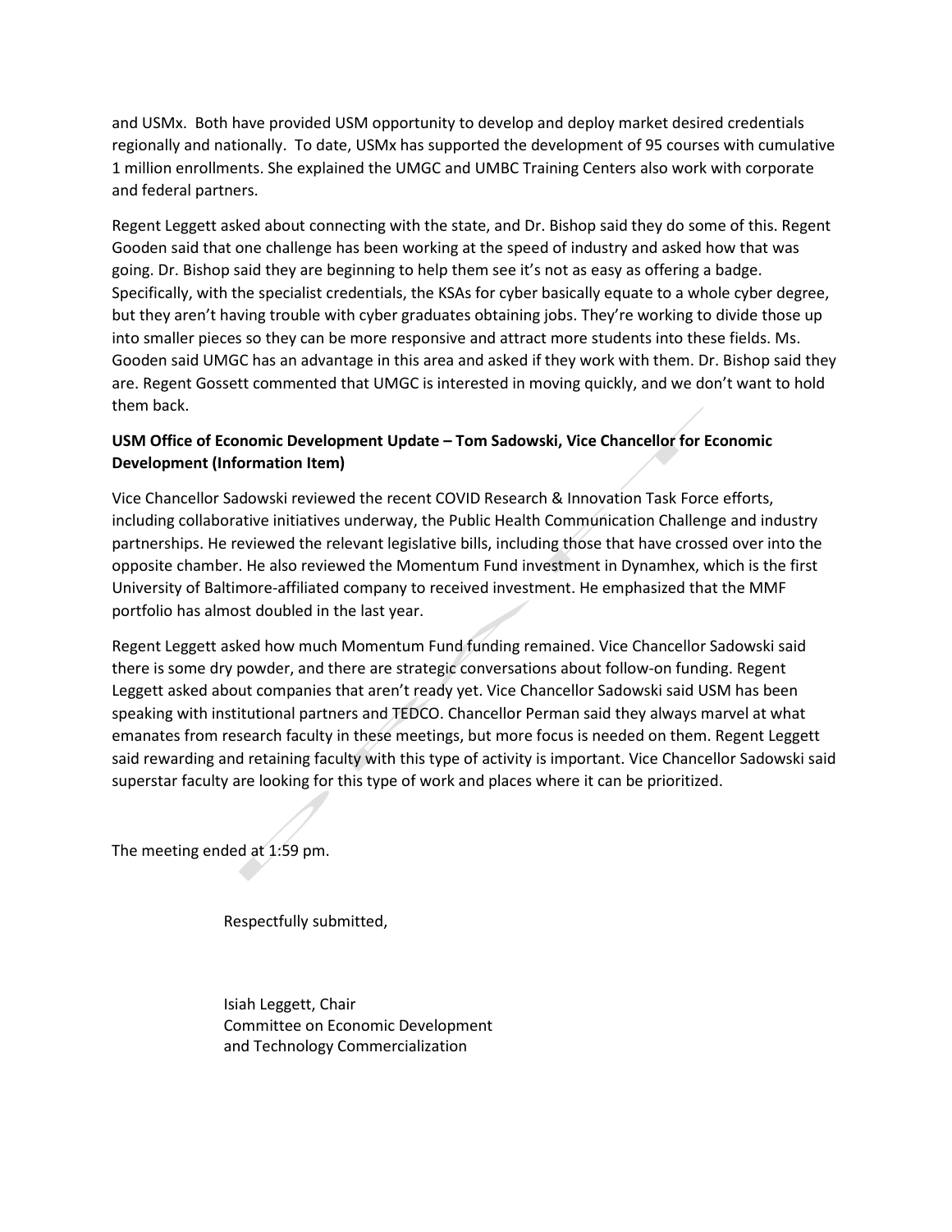and USMx. Both have provided USM opportunity to develop and deploy market desired credentials regionally and nationally. To date, USMx has supported the development of 95 courses with cumulative 1 million enrollments. She explained the UMGC and UMBC Training Centers also work with corporate and federal partners.

Regent Leggett asked about connecting with the state, and Dr. Bishop said they do some of this. Regent Gooden said that one challenge has been working at the speed of industry and asked how that was going. Dr. Bishop said they are beginning to help them see it's not as easy as offering a badge. Specifically, with the specialist credentials, the KSAs for cyber basically equate to a whole cyber degree, but they aren't having trouble with cyber graduates obtaining jobs. They're working to divide those up into smaller pieces so they can be more responsive and attract more students into these fields. Ms. Gooden said UMGC has an advantage in this area and asked if they work with them. Dr. Bishop said they are. Regent Gossett commented that UMGC is interested in moving quickly, and we don't want to hold them back.

**USM Office of Economic Development Update – Tom Sadowski, Vice Chancellor for Economic Development (Information Item)**

Vice Chancellor Sadowski reviewed the recent COVID Research & Innovation Task Force efforts, including collaborative initiatives underway, the Public Health Communication Challenge and industry partnerships. He reviewed the relevant legislative bills, including those that have crossed over into the opposite chamber. He also reviewed the Momentum Fund investment in Dynamhex, which is the first University of Baltimore-affiliated company to received investment. He emphasized that the MMF portfolio has almost doubled in the last year.

Regent Leggett asked how much Momentum Fund funding remained. Vice Chancellor Sadowski said there is some dry powder, and there are strategic conversations about follow-on funding. Regent Leggett asked about companies that aren't ready yet. Vice Chancellor Sadowski said USM has been speaking with institutional partners and TEDCO. Chancellor Perman said they always marvel at what emanates from research faculty in these meetings, but more focus is needed on them. Regent Leggett said rewarding and retaining faculty with this type of activity is important. Vice Chancellor Sadowski said superstar faculty are looking for this type of work and places where it can be prioritized.

The meeting ended at 1:59 pm.

Respectfully submitted,

Isiah Leggett, Chair
Committee on Economic Development
and Technology Commercialization